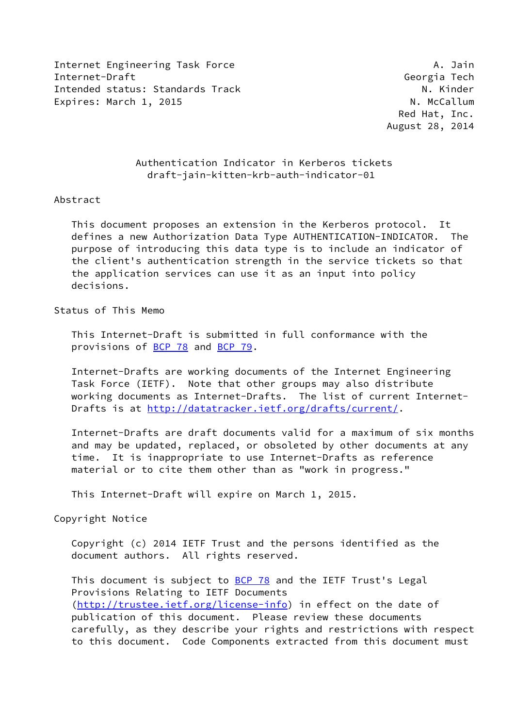Internet Engineering Task Force  A. Jain
Internet-Draft  Georgia Tech
Intended status: Standards Track  N. Kinder
Expires: March 1, 2015  N. McCallum
Red Hat, Inc.
August 28, 2014

# Authentication Indicator in Kerberos tickets
draft-jain-kitten-krb-auth-indicator-01

## Abstract

This document proposes an extension in the Kerberos protocol. It defines a new Authorization Data Type AUTHENTICATION-INDICATOR. The purpose of introducing this data type is to include an indicator of the client's authentication strength in the service tickets so that the application services can use it as an input into policy decisions.

## Status of This Memo

This Internet-Draft is submitted in full conformance with the provisions of BCP 78 and BCP 79.

Internet-Drafts are working documents of the Internet Engineering Task Force (IETF). Note that other groups may also distribute working documents as Internet-Drafts. The list of current Internet-Drafts is at http://datatracker.ietf.org/drafts/current/.

Internet-Drafts are draft documents valid for a maximum of six months and may be updated, replaced, or obsoleted by other documents at any time. It is inappropriate to use Internet-Drafts as reference material or to cite them other than as "work in progress."

This Internet-Draft will expire on March 1, 2015.

## Copyright Notice

Copyright (c) 2014 IETF Trust and the persons identified as the document authors. All rights reserved.

This document is subject to BCP 78 and the IETF Trust's Legal Provisions Relating to IETF Documents (http://trustee.ietf.org/license-info) in effect on the date of publication of this document. Please review these documents carefully, as they describe your rights and restrictions with respect to this document. Code Components extracted from this document must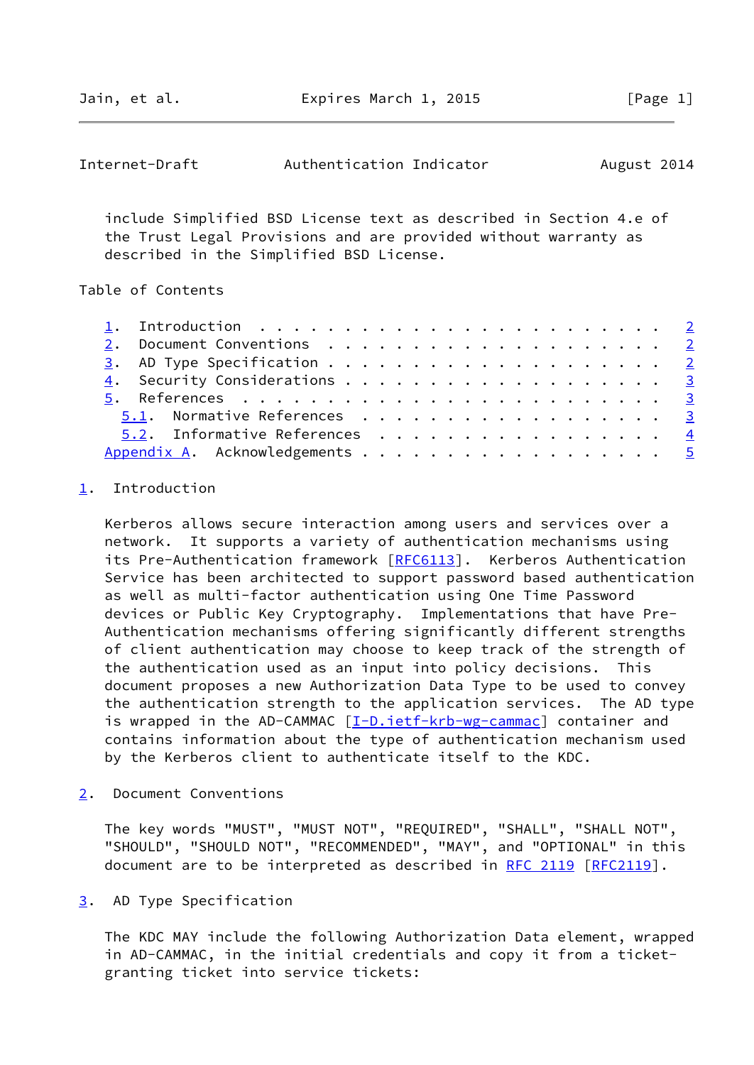include Simplified BSD License text as described in Section 4.e of the Trust Legal Provisions and are provided without warranty as described in the Simplified BSD License.

## Table of Contents

1. Introduction . . . . . . . . . . . . . . . . . . . . . . . . 2
2. Document Conventions . . . . . . . . . . . . . . . . . . . . 2
3. AD Type Specification . . . . . . . . . . . . . . . . . . . . 2
4. Security Considerations . . . . . . . . . . . . . . . . . . . 3
5. References . . . . . . . . . . . . . . . . . . . . . . . . . 3
   5.1. Normative References . . . . . . . . . . . . . . . . . . 3
   5.2. Informative References . . . . . . . . . . . . . . . . . 4
Appendix A. Acknowledgements . . . . . . . . . . . . . . . . . . 5

## 1. Introduction

Kerberos allows secure interaction among users and services over a network. It supports a variety of authentication mechanisms using its Pre-Authentication framework [RFC6113]. Kerberos Authentication Service has been architected to support password based authentication as well as multi-factor authentication using One Time Password devices or Public Key Cryptography. Implementations that have Pre-Authentication mechanisms offering significantly different strengths of client authentication may choose to keep track of the strength of the authentication used as an input into policy decisions. This document proposes a new Authorization Data Type to be used to convey the authentication strength to the application services. The AD type is wrapped in the AD-CAMMAC [I-D.ietf-krb-wg-cammac] container and contains information about the type of authentication mechanism used by the Kerberos client to authenticate itself to the KDC.

## 2. Document Conventions

The key words "MUST", "MUST NOT", "REQUIRED", "SHALL", "SHALL NOT", "SHOULD", "SHOULD NOT", "RECOMMENDED", "MAY", and "OPTIONAL" in this document are to be interpreted as described in RFC 2119 [RFC2119].

## 3. AD Type Specification

The KDC MAY include the following Authorization Data element, wrapped in AD-CAMMAC, in the initial credentials and copy it from a ticket-granting ticket into service tickets: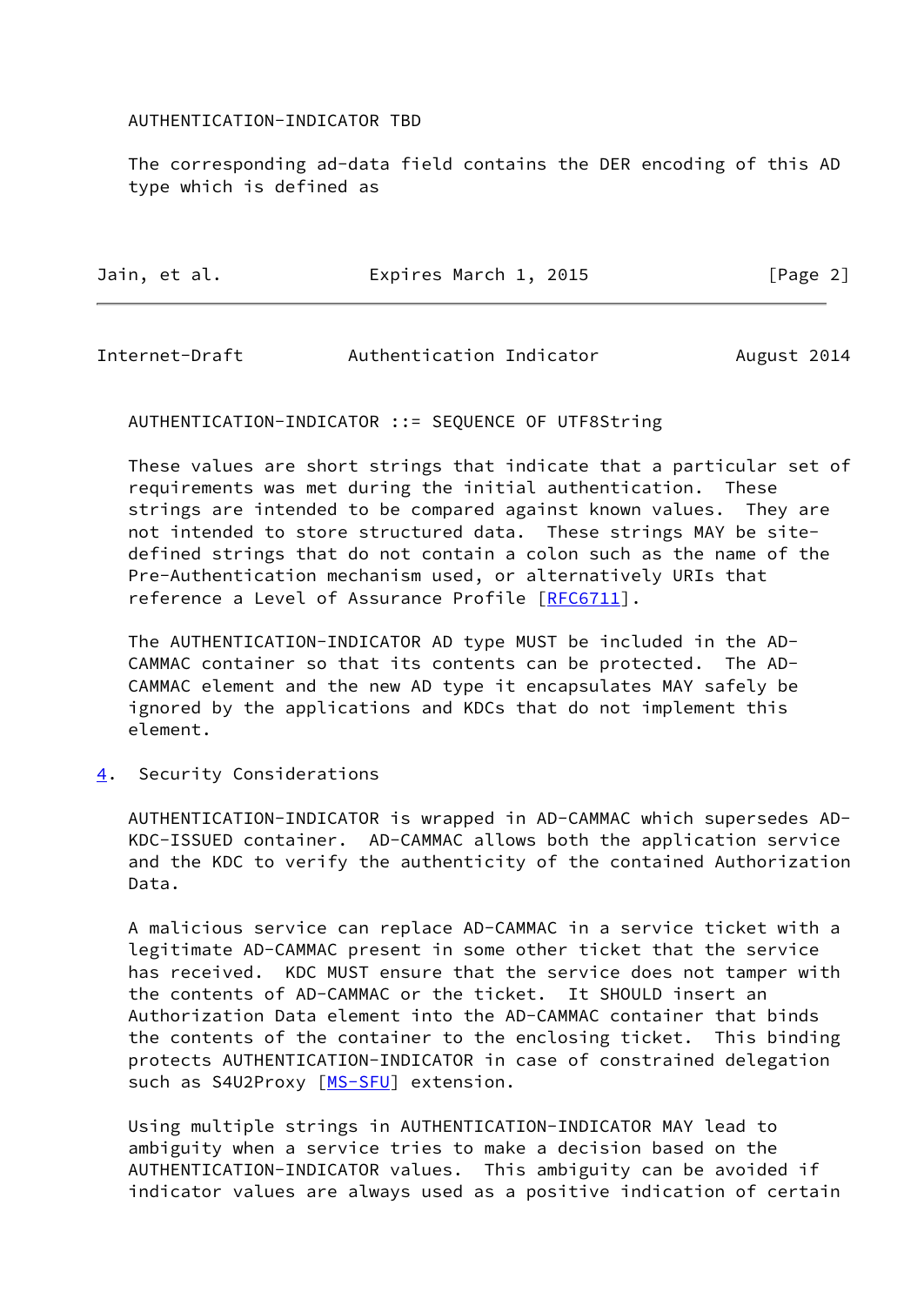AUTHENTICATION-INDICATOR TBD

The corresponding ad-data field contains the DER encoding of this AD type which is defined as

```
AUTHENTICATION-INDICATOR ::= SEQUENCE OF UTF8String
```

These values are short strings that indicate that a particular set of requirements was met during the initial authentication. These strings are intended to be compared against known values. They are not intended to store structured data. These strings MAY be site-defined strings that do not contain a colon such as the name of the Pre-Authentication mechanism used, or alternatively URIs that reference a Level of Assurance Profile [RFC6711].

The AUTHENTICATION-INDICATOR AD type MUST be included in the AD-CAMMAC container so that its contents can be protected. The AD-CAMMAC element and the new AD type it encapsulates MAY safely be ignored by the applications and KDCs that do not implement this element.

## 4. Security Considerations

AUTHENTICATION-INDICATOR is wrapped in AD-CAMMAC which supersedes AD-KDC-ISSUED container. AD-CAMMAC allows both the application service and the KDC to verify the authenticity of the contained Authorization Data.

A malicious service can replace AD-CAMMAC in a service ticket with a legitimate AD-CAMMAC present in some other ticket that the service has received. KDC MUST ensure that the service does not tamper with the contents of AD-CAMMAC or the ticket. It SHOULD insert an Authorization Data element into the AD-CAMMAC container that binds the contents of the container to the enclosing ticket. This binding protects AUTHENTICATION-INDICATOR in case of constrained delegation such as S4U2Proxy [MS-SFU] extension.

Using multiple strings in AUTHENTICATION-INDICATOR MAY lead to ambiguity when a service tries to make a decision based on the AUTHENTICATION-INDICATOR values. This ambiguity can be avoided if indicator values are always used as a positive indication of certain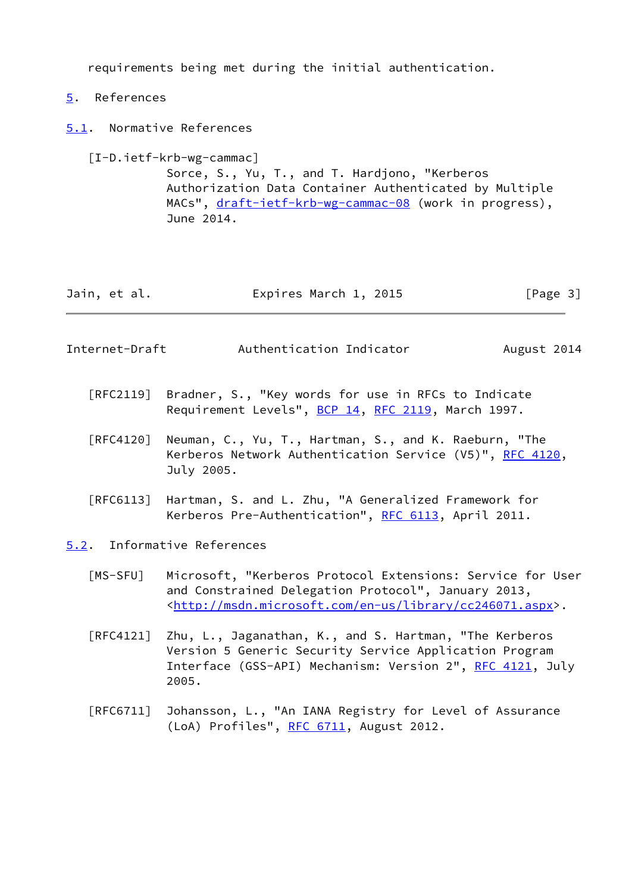requirements being met during the initial authentication.

# 5. References

## 5.1. Normative References

[I-D.ietf-krb-wg-cammac]
Sorce, S., Yu, T., and T. Hardjono, "Kerberos Authorization Data Container Authenticated by Multiple MACs", draft-ietf-krb-wg-cammac-08 (work in progress), June 2014.

[RFC2119] Bradner, S., "Key words for use in RFCs to Indicate Requirement Levels", BCP 14, RFC 2119, March 1997.

[RFC4120] Neuman, C., Yu, T., Hartman, S., and K. Raeburn, "The Kerberos Network Authentication Service (V5)", RFC 4120, July 2005.

[RFC6113] Hartman, S. and L. Zhu, "A Generalized Framework for Kerberos Pre-Authentication", RFC 6113, April 2011.

## 5.2. Informative References

[MS-SFU] Microsoft, "Kerberos Protocol Extensions: Service for User and Constrained Delegation Protocol", January 2013, <http://msdn.microsoft.com/en-us/library/cc246071.aspx>.

[RFC4121] Zhu, L., Jaganathan, K., and S. Hartman, "The Kerberos Version 5 Generic Security Service Application Program Interface (GSS-API) Mechanism: Version 2", RFC 4121, July 2005.

[RFC6711] Johansson, L., "An IANA Registry for Level of Assurance (LoA) Profiles", RFC 6711, August 2012.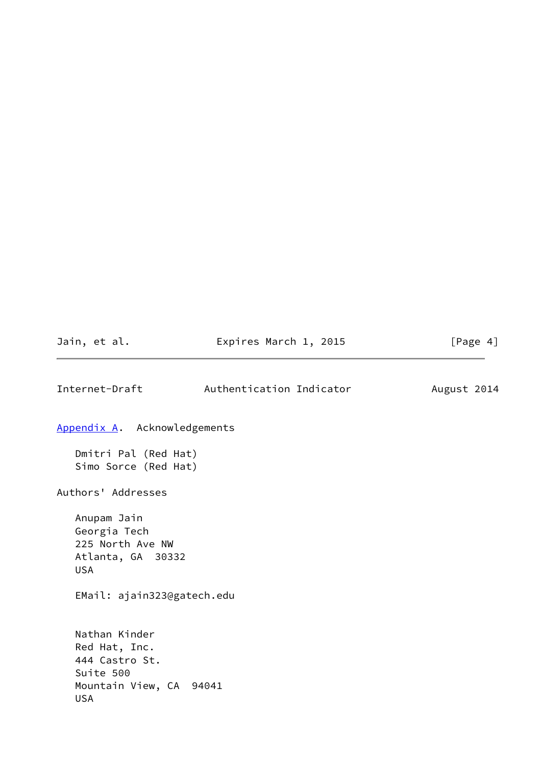## Appendix A. Acknowledgements

Dmitri Pal (Red Hat)
Simo Sorce (Red Hat)

## Authors' Addresses

Anupam Jain
Georgia Tech
225 North Ave NW
Atlanta, GA 30332
USA

EMail: ajain323@gatech.edu

Nathan Kinder
Red Hat, Inc.
444 Castro St.
Suite 500
Mountain View, CA 94041
USA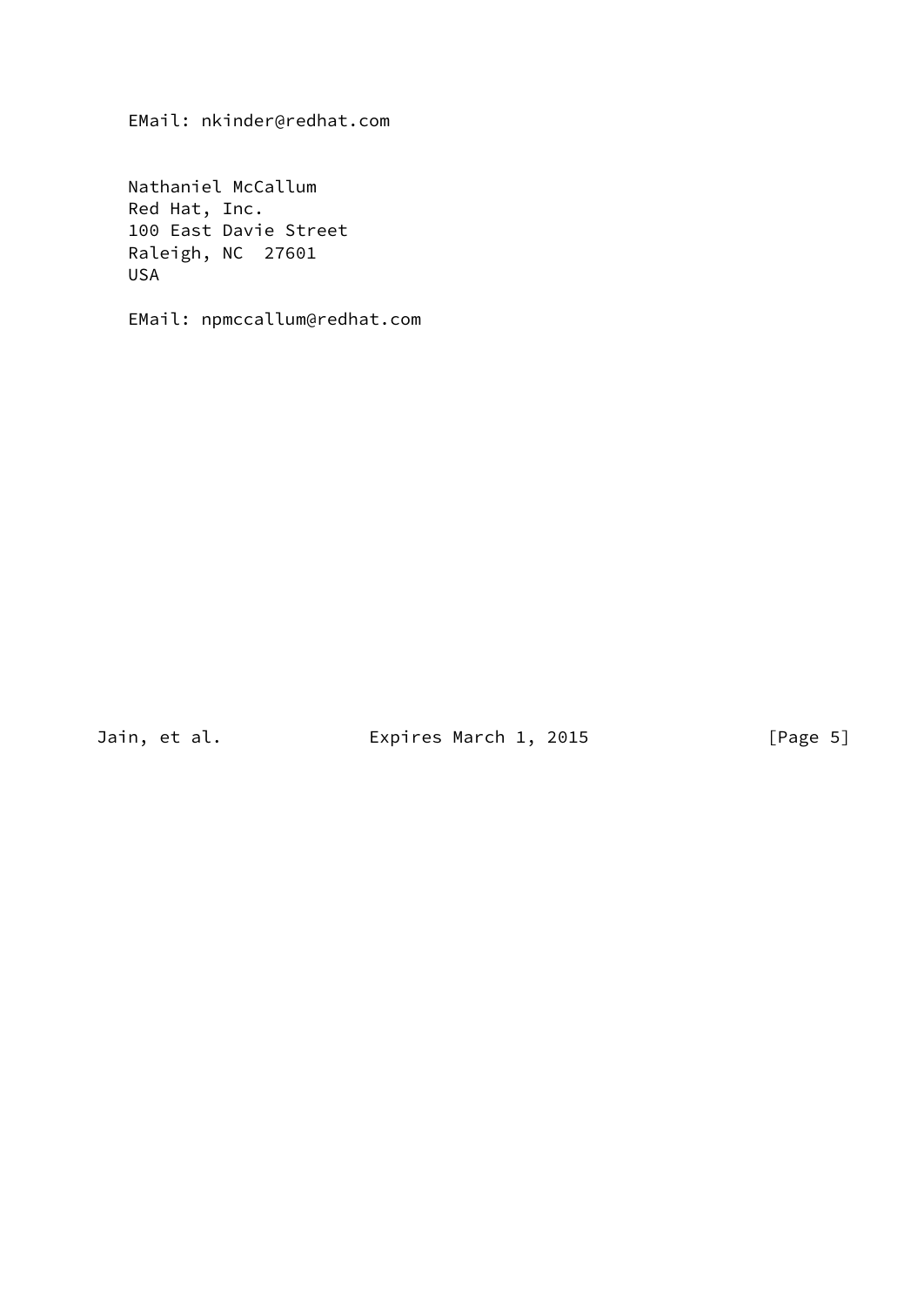EMail: nkinder@redhat.com

Nathaniel McCallum
Red Hat, Inc.
100 East Davie Street
Raleigh, NC  27601
USA

EMail: npmccallum@redhat.com